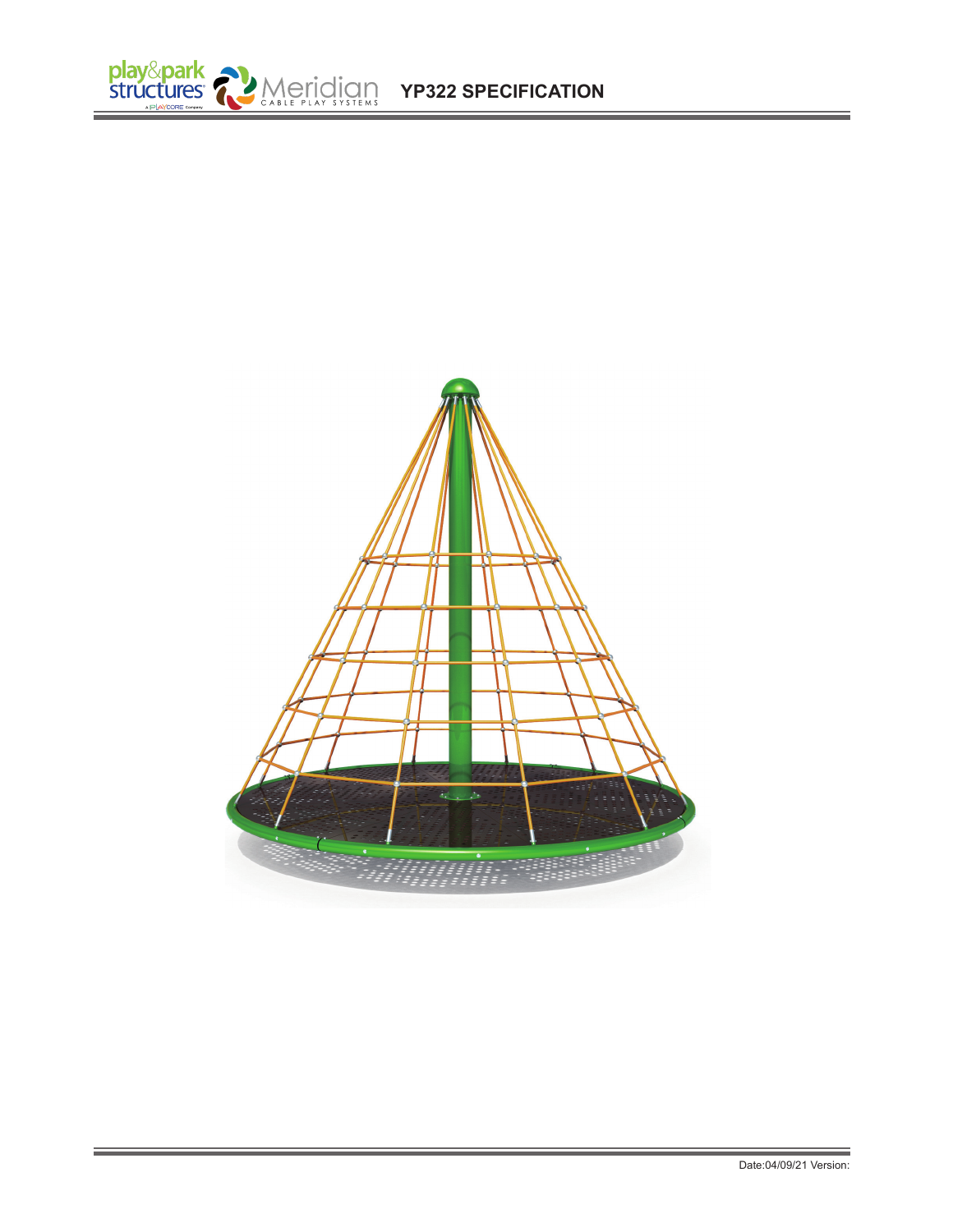# YP322 SPECIFICATION

Date:04/09/21 Version: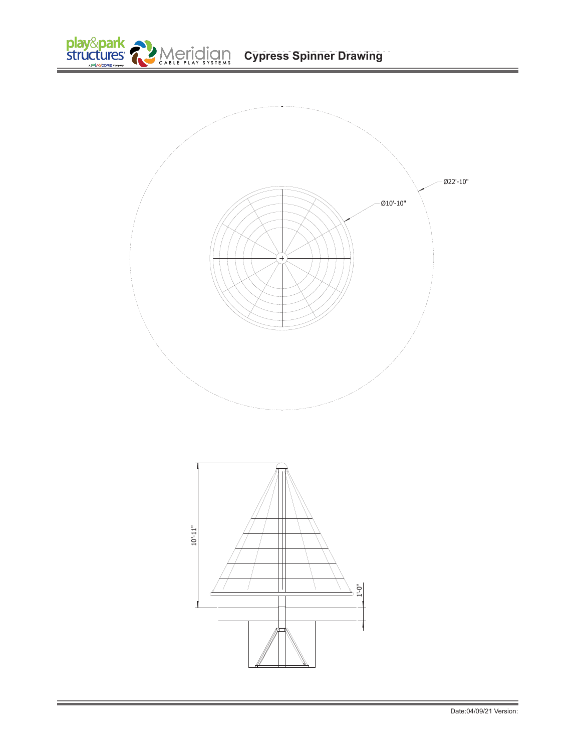# Cypress Spinner Drawing

Ø22'-10"

Ø10'-10"

10'-11"

1'-0"

Date:04/09/21 Version: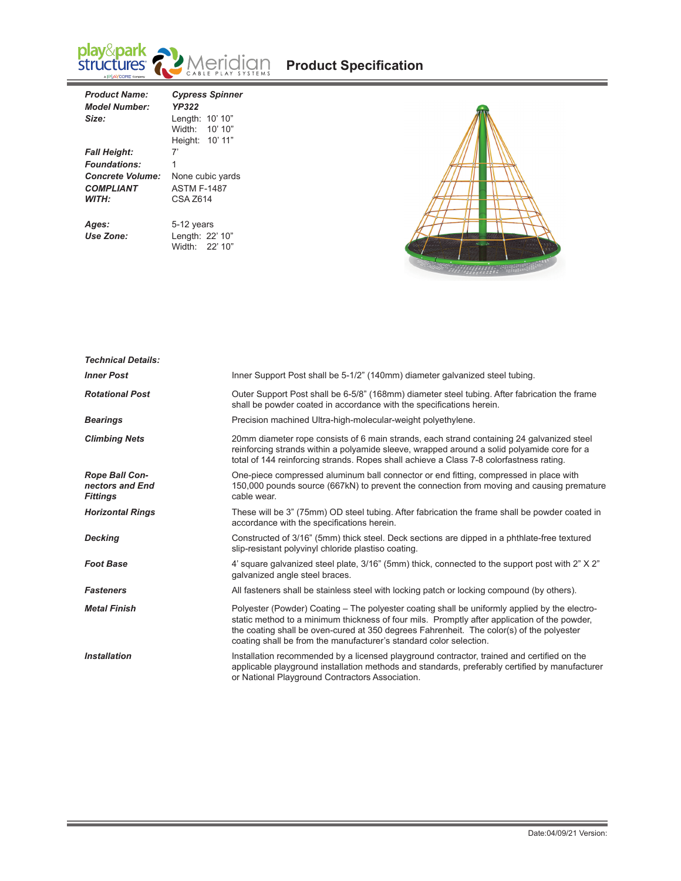# Product Specification

| | |
|---|---|
| ***Product Name:*** | ***Cypress Spinner*** |
| ***Model Number:*** | ***YP322*** |
| ***Size:*** | Length: 10' 10"<br>Width: 10' 10"<br>Height: 10' 11" |
| ***Fall Height:*** | 7' |
| ***Foundations:*** | 1 |
| ***Concrete Volume:*** | None cubic yards |
| ***COMPLIANT WITH:*** | ASTM F-1487<br>CSA Z614 |
| ***Ages:*** | 5-12 years |
| ***Use Zone:*** | Length: 22' 10"<br>Width: 22' 10" |

***Technical Details:***

| | |
|---|---|
| ***Inner Post*** | Inner Support Post shall be 5-1/2" (140mm) diameter galvanized steel tubing. |
| ***Rotational Post*** | Outer Support Post shall be 6-5/8" (168mm) diameter steel tubing. After fabrication the frame shall be powder coated in accordance with the specifications herein. |
| ***Bearings*** | Precision machined Ultra-high-molecular-weight polyethylene. |
| ***Climbing Nets*** | 20mm diameter rope consists of 6 main strands, each strand containing 24 galvanized steel reinforcing strands within a polyamide sleeve, wrapped around a solid polyamide core for a total of 144 reinforcing strands. Ropes shall achieve a Class 7-8 colorfastness rating. |
| ***Rope Ball Connectors and End Fittings*** | One-piece compressed aluminum ball connector or end fitting, compressed in place with 150,000 pounds source (667kN) to prevent the connection from moving and causing premature cable wear. |
| ***Horizontal Rings*** | These will be 3" (75mm) OD steel tubing. After fabrication the frame shall be powder coated in accordance with the specifications herein. |
| ***Decking*** | Constructed of 3/16" (5mm) thick steel. Deck sections are dipped in a phthlate-free textured slip-resistant polyvinyl chloride plastiso coating. |
| ***Foot Base*** | 4' square galvanized steel plate, 3/16" (5mm) thick, connected to the support post with 2" X 2" galvanized angle steel braces. |
| ***Fasteners*** | All fasteners shall be stainless steel with locking patch or locking compound (by others). |
| ***Metal Finish*** | Polyester (Powder) Coating – The polyester coating shall be uniformly applied by the electro-static method to a minimum thickness of four mils. Promptly after application of the powder, the coating shall be oven-cured at 350 degrees Fahrenheit. The color(s) of the polyester coating shall be from the manufacturer's standard color selection. |
| ***Installation*** | Installation recommended by a licensed playground contractor, trained and certified on the applicable playground installation methods and standards, preferably certified by manufacturer or National Playground Contractors Association. |

Date:04/09/21 Version: